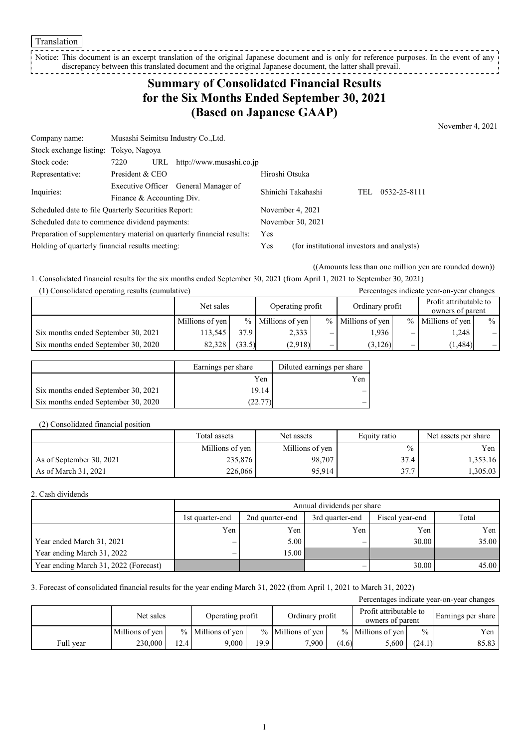Translation

Notice: This document is an excerpt translation of the original Japanese document and is only for reference purposes. In the event of any discrepancy between this translated document and the original Japanese document, the latter shall prevail.

# Summary of Consolidated Financial Results for the Six Months Ended September 30, 2021 (Based on Japanese GAAP)

November 4, 2021

| | |
|---|---|
| Company name: | Musashi Seimitsu Industry Co.,Ltd. |
| Stock exchange listing: | Tokyo, Nagoya |
| Stock code: | 7220 URL http://www.musashi.co.jp |
| Representative: | President & CEO Hiroshi Otsuka |
| Inquiries: | Executive Officer General Manager of Finance & Accounting Div. Shinichi Takahashi TEL 0532-25-8111 |
| Scheduled date to file Quarterly Securities Report: | November 4, 2021 |
| Scheduled date to commence dividend payments: | November 30, 2021 |
| Preparation of supplementary material on quarterly financial results: | Yes |
| Holding of quarterly financial results meeting: | Yes (for institutional investors and analysts) |

((Amounts less than one million yen are rounded down))

1. Consolidated financial results for the six months ended September 30, 2021 (from April 1, 2021 to September 30, 2021)

(1) Consolidated operating results (cumulative)

Percentages indicate year-on-year changes

| | Net sales | | Operating profit | | Ordinary profit | | Profit attributable to owners of parent | |
|---|---|---|---|---|---|---|---|---|
| | Millions of yen | % | Millions of yen | % | Millions of yen | % | Millions of yen | % |
| Six months ended September 30, 2021 | 113,545 | 37.9 | 2,333 | – | 1,936 | – | 1,248 | – |
| Six months ended September 30, 2020 | 82,328 | (33.5) | (2,918) | – | (3,126) | – | (1,484) | – |

| | Earnings per share | Diluted earnings per share |
|---|---|---|
| | Yen | Yen |
| Six months ended September 30, 2021 | 19.14 | – |
| Six months ended September 30, 2020 | (22.77) | – |

(2) Consolidated financial position

| | Total assets | Net assets | Equity ratio | Net assets per share |
|---|---|---|---|---|
| | Millions of yen | Millions of yen | % | Yen |
| As of September 30, 2021 | 235,876 | 98,707 | 37.4 | 1,353.16 |
| As of March 31, 2021 | 226,066 | 95,914 | 37.7 | 1,305.03 |

2. Cash dividends

| | Annual dividends per share | | | | |
|---|---|---|---|---|---|
| | 1st quarter-end | 2nd quarter-end | 3rd quarter-end | Fiscal year-end | Total |
| | Yen | Yen | Yen | Yen | Yen |
| Year ended March 31, 2021 | – | 5.00 | – | 30.00 | 35.00 |
| Year ending March 31, 2022 | – | 15.00 | | | |
| Year ending March 31, 2022 (Forecast) | | | – | 30.00 | 45.00 |

3. Forecast of consolidated financial results for the year ending March 31, 2022 (from April 1, 2021 to March 31, 2022)

Percentages indicate year-on-year changes

| | Net sales | | Operating profit | | Ordinary profit | | Profit attributable to owners of parent | | Earnings per share |
|---|---|---|---|---|---|---|---|---|---|
| | Millions of yen | % | Millions of yen | % | Millions of yen | % | Millions of yen | % | Yen |
| Full year | 230,000 | 12.4 | 9,000 | 19.9 | 7,900 | (4.6) | 5,600 | (24.1) | 85.83 |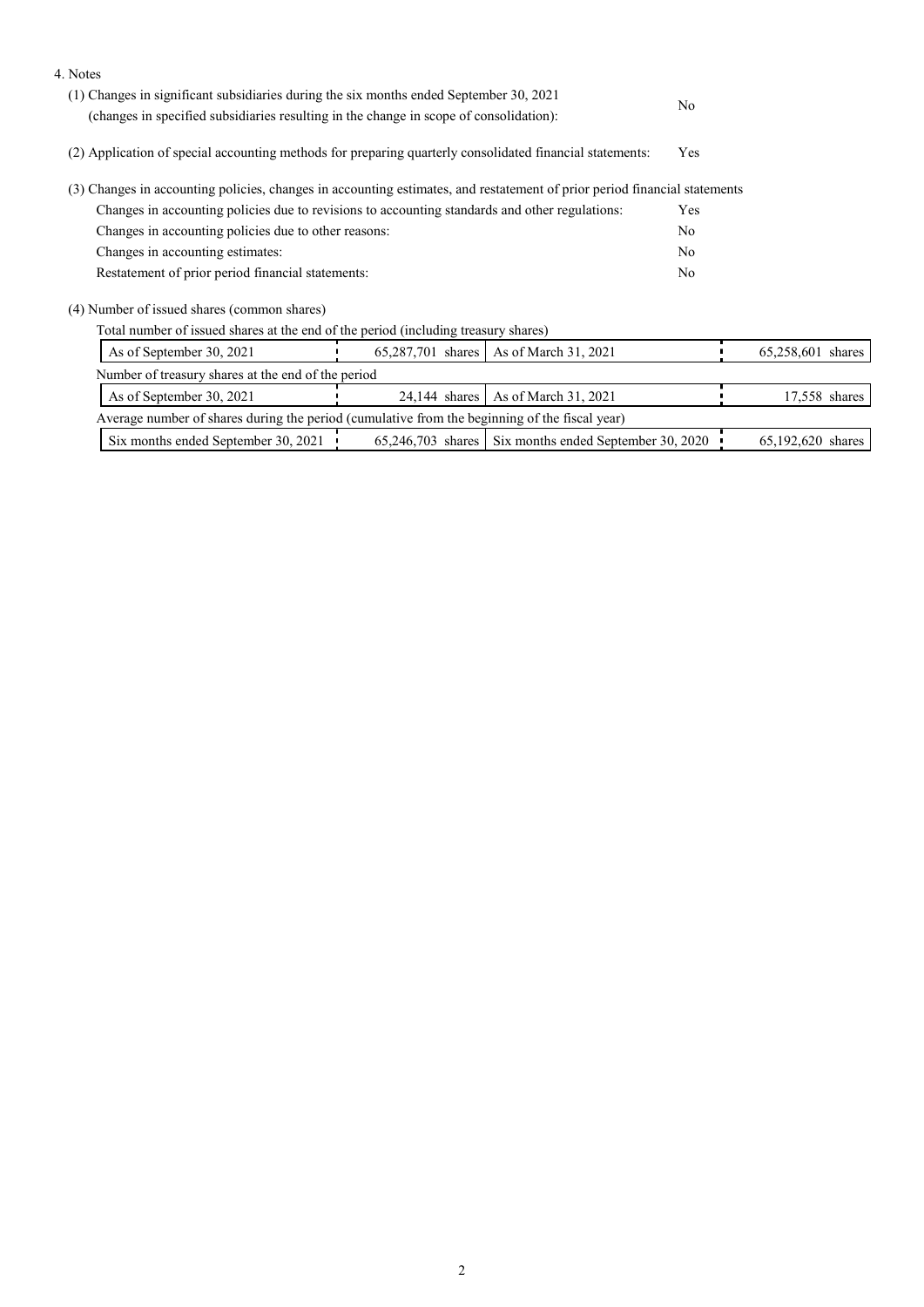4. Notes

(1) Changes in significant subsidiaries during the six months ended September 30, 2021 (changes in specified subsidiaries resulting in the change in scope of consolidation): No

(2) Application of special accounting methods for preparing quarterly consolidated financial statements: Yes

(3) Changes in accounting policies, changes in accounting estimates, and restatement of prior period financial statements

| | |
|---|---|
| Changes in accounting policies due to revisions to accounting standards and other regulations: | Yes |
| Changes in accounting policies due to other reasons: | No |
| Changes in accounting estimates: | No |
| Restatement of prior period financial statements: | No |

(4) Number of issued shares (common shares)

Total number of issued shares at the end of the period (including treasury shares)

| | | | |
|---|---|---|---|
| As of September 30, 2021 | 65,287,701 shares | As of March 31, 2021 | 65,258,601 shares |

Number of treasury shares at the end of the period

| | | | |
|---|---|---|---|
| As of September 30, 2021 | 24,144 shares | As of March 31, 2021 | 17,558 shares |

Average number of shares during the period (cumulative from the beginning of the fiscal year)

| | | | |
|---|---|---|---|
| Six months ended September 30, 2021 | 65,246,703 shares | Six months ended September 30, 2020 | 65,192,620 shares |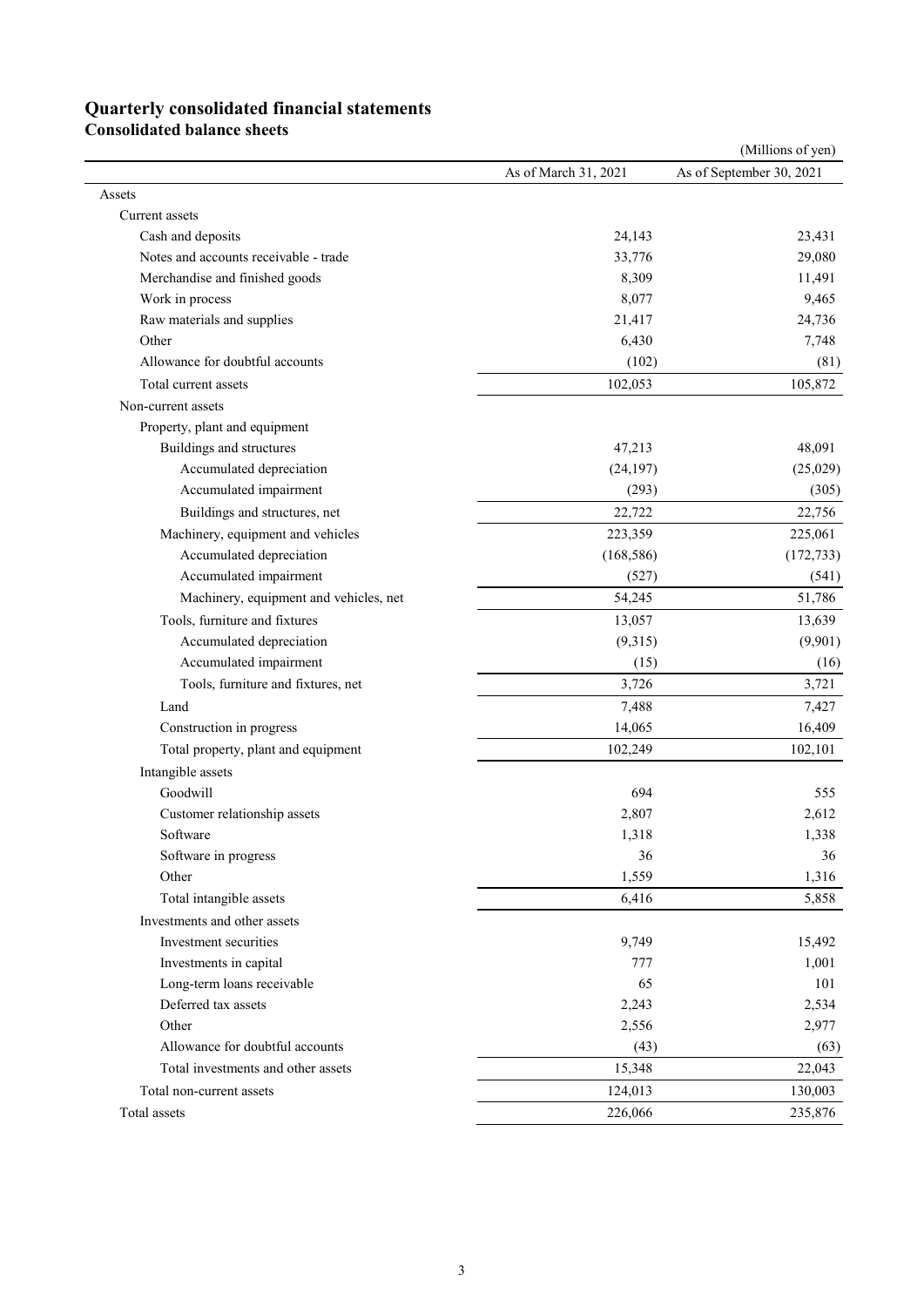# Quarterly consolidated financial statements

## Consolidated balance sheets

(Millions of yen)

| | As of March 31, 2021 | As of September 30, 2021 |
|---|---|---|
| Assets | | |
| Current assets | | |
| Cash and deposits | 24,143 | 23,431 |
| Notes and accounts receivable - trade | 33,776 | 29,080 |
| Merchandise and finished goods | 8,309 | 11,491 |
| Work in process | 8,077 | 9,465 |
| Raw materials and supplies | 21,417 | 24,736 |
| Other | 6,430 | 7,748 |
| Allowance for doubtful accounts | (102) | (81) |
| Total current assets | 102,053 | 105,872 |
| Non-current assets | | |
| Property, plant and equipment | | |
| Buildings and structures | 47,213 | 48,091 |
| Accumulated depreciation | (24,197) | (25,029) |
| Accumulated impairment | (293) | (305) |
| Buildings and structures, net | 22,722 | 22,756 |
| Machinery, equipment and vehicles | 223,359 | 225,061 |
| Accumulated depreciation | (168,586) | (172,733) |
| Accumulated impairment | (527) | (541) |
| Machinery, equipment and vehicles, net | 54,245 | 51,786 |
| Tools, furniture and fixtures | 13,057 | 13,639 |
| Accumulated depreciation | (9,315) | (9,901) |
| Accumulated impairment | (15) | (16) |
| Tools, furniture and fixtures, net | 3,726 | 3,721 |
| Land | 7,488 | 7,427 |
| Construction in progress | 14,065 | 16,409 |
| Total property, plant and equipment | 102,249 | 102,101 |
| Intangible assets | | |
| Goodwill | 694 | 555 |
| Customer relationship assets | 2,807 | 2,612 |
| Software | 1,318 | 1,338 |
| Software in progress | 36 | 36 |
| Other | 1,559 | 1,316 |
| Total intangible assets | 6,416 | 5,858 |
| Investments and other assets | | |
| Investment securities | 9,749 | 15,492 |
| Investments in capital | 777 | 1,001 |
| Long-term loans receivable | 65 | 101 |
| Deferred tax assets | 2,243 | 2,534 |
| Other | 2,556 | 2,977 |
| Allowance for doubtful accounts | (43) | (63) |
| Total investments and other assets | 15,348 | 22,043 |
| Total non-current assets | 124,013 | 130,003 |
| Total assets | 226,066 | 235,876 |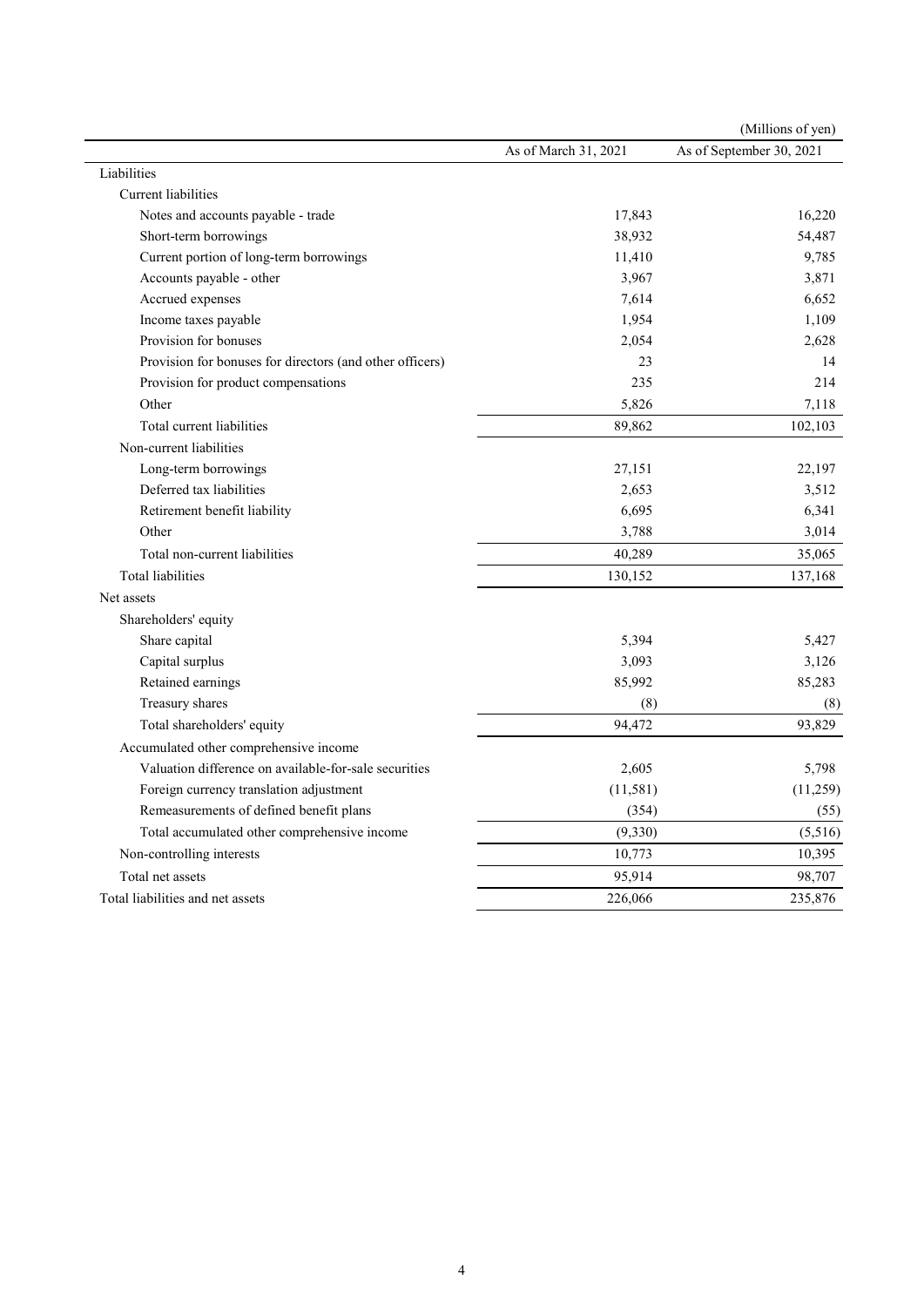(Millions of yen)

| | As of March 31, 2021 | As of September 30, 2021 |
|---|---|---|
| Liabilities | | |
| Current liabilities | | |
| Notes and accounts payable - trade | 17,843 | 16,220 |
| Short-term borrowings | 38,932 | 54,487 |
| Current portion of long-term borrowings | 11,410 | 9,785 |
| Accounts payable - other | 3,967 | 3,871 |
| Accrued expenses | 7,614 | 6,652 |
| Income taxes payable | 1,954 | 1,109 |
| Provision for bonuses | 2,054 | 2,628 |
| Provision for bonuses for directors (and other officers) | 23 | 14 |
| Provision for product compensations | 235 | 214 |
| Other | 5,826 | 7,118 |
| Total current liabilities | 89,862 | 102,103 |
| Non-current liabilities | | |
| Long-term borrowings | 27,151 | 22,197 |
| Deferred tax liabilities | 2,653 | 3,512 |
| Retirement benefit liability | 6,695 | 6,341 |
| Other | 3,788 | 3,014 |
| Total non-current liabilities | 40,289 | 35,065 |
| Total liabilities | 130,152 | 137,168 |
| Net assets | | |
| Shareholders' equity | | |
| Share capital | 5,394 | 5,427 |
| Capital surplus | 3,093 | 3,126 |
| Retained earnings | 85,992 | 85,283 |
| Treasury shares | (8) | (8) |
| Total shareholders' equity | 94,472 | 93,829 |
| Accumulated other comprehensive income | | |
| Valuation difference on available-for-sale securities | 2,605 | 5,798 |
| Foreign currency translation adjustment | (11,581) | (11,259) |
| Remeasurements of defined benefit plans | (354) | (55) |
| Total accumulated other comprehensive income | (9,330) | (5,516) |
| Non-controlling interests | 10,773 | 10,395 |
| Total net assets | 95,914 | 98,707 |
| Total liabilities and net assets | 226,066 | 235,876 |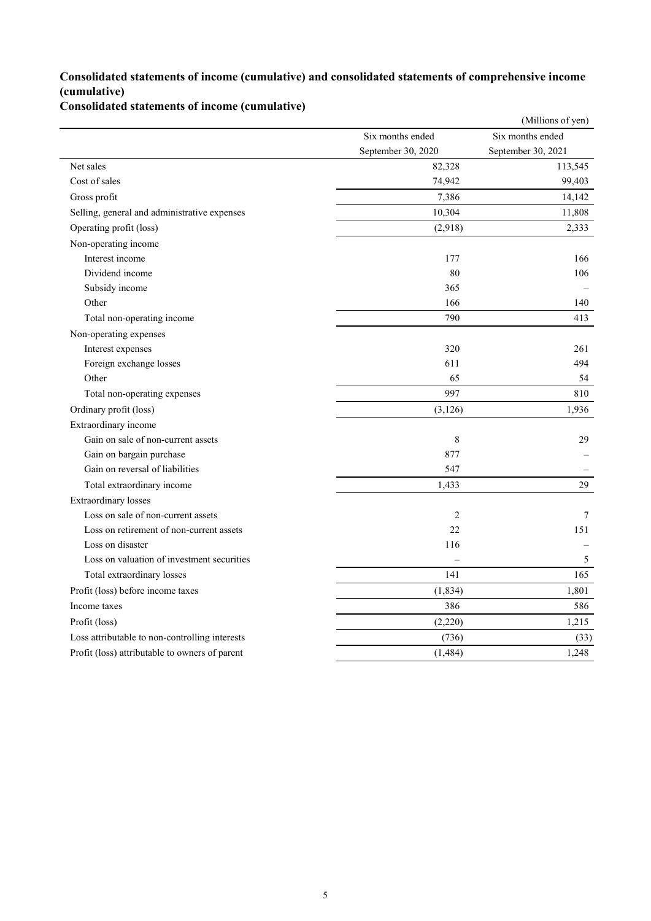## Consolidated statements of income (cumulative) and consolidated statements of comprehensive income (cumulative)

### Consolidated statements of income (cumulative)

(Millions of yen)

| | Six months ended September 30, 2020 | Six months ended September 30, 2021 |
|---|---|---|
| Net sales | 82,328 | 113,545 |
| Cost of sales | 74,942 | 99,403 |
| Gross profit | 7,386 | 14,142 |
| Selling, general and administrative expenses | 10,304 | 11,808 |
| Operating profit (loss) | (2,918) | 2,333 |
| Non-operating income | | |
| Interest income | 177 | 166 |
| Dividend income | 80 | 106 |
| Subsidy income | 365 | – |
| Other | 166 | 140 |
| Total non-operating income | 790 | 413 |
| Non-operating expenses | | |
| Interest expenses | 320 | 261 |
| Foreign exchange losses | 611 | 494 |
| Other | 65 | 54 |
| Total non-operating expenses | 997 | 810 |
| Ordinary profit (loss) | (3,126) | 1,936 |
| Extraordinary income | | |
| Gain on sale of non-current assets | 8 | 29 |
| Gain on bargain purchase | 877 | – |
| Gain on reversal of liabilities | 547 | – |
| Total extraordinary income | 1,433 | 29 |
| Extraordinary losses | | |
| Loss on sale of non-current assets | 2 | 7 |
| Loss on retirement of non-current assets | 22 | 151 |
| Loss on disaster | 116 | – |
| Loss on valuation of investment securities | – | 5 |
| Total extraordinary losses | 141 | 165 |
| Profit (loss) before income taxes | (1,834) | 1,801 |
| Income taxes | 386 | 586 |
| Profit (loss) | (2,220) | 1,215 |
| Loss attributable to non-controlling interests | (736) | (33) |
| Profit (loss) attributable to owners of parent | (1,484) | 1,248 |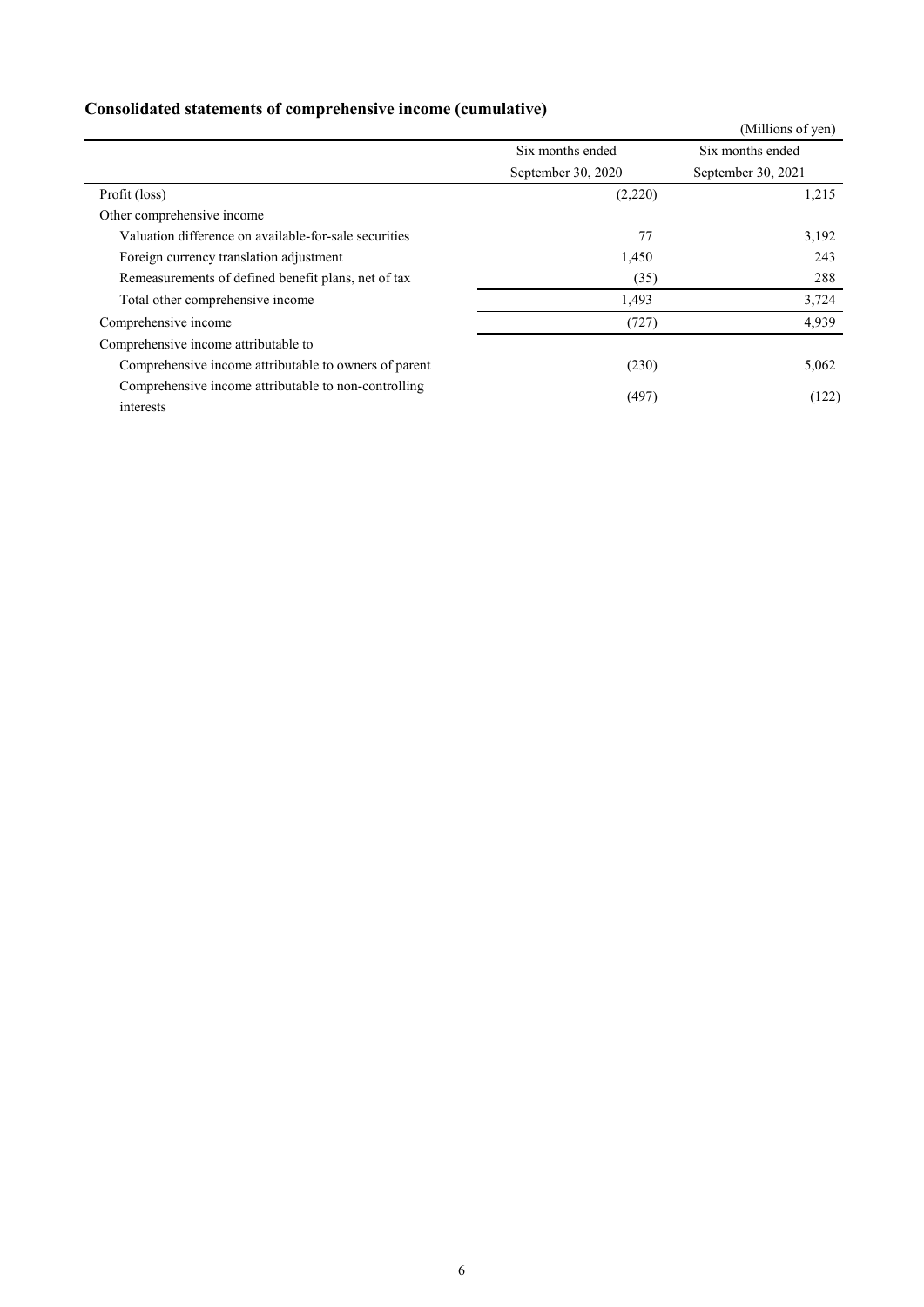## Consolidated statements of comprehensive income (cumulative)

(Millions of yen)

| | Six months ended September 30, 2020 | Six months ended September 30, 2021 |
|---|---|---|
| Profit (loss) | (2,220) | 1,215 |
| Other comprehensive income | | |
| Valuation difference on available-for-sale securities | 77 | 3,192 |
| Foreign currency translation adjustment | 1,450 | 243 |
| Remeasurements of defined benefit plans, net of tax | (35) | 288 |
| Total other comprehensive income | 1,493 | 3,724 |
| Comprehensive income | (727) | 4,939 |
| Comprehensive income attributable to | | |
| Comprehensive income attributable to owners of parent | (230) | 5,062 |
| Comprehensive income attributable to non-controlling interests | (497) | (122) |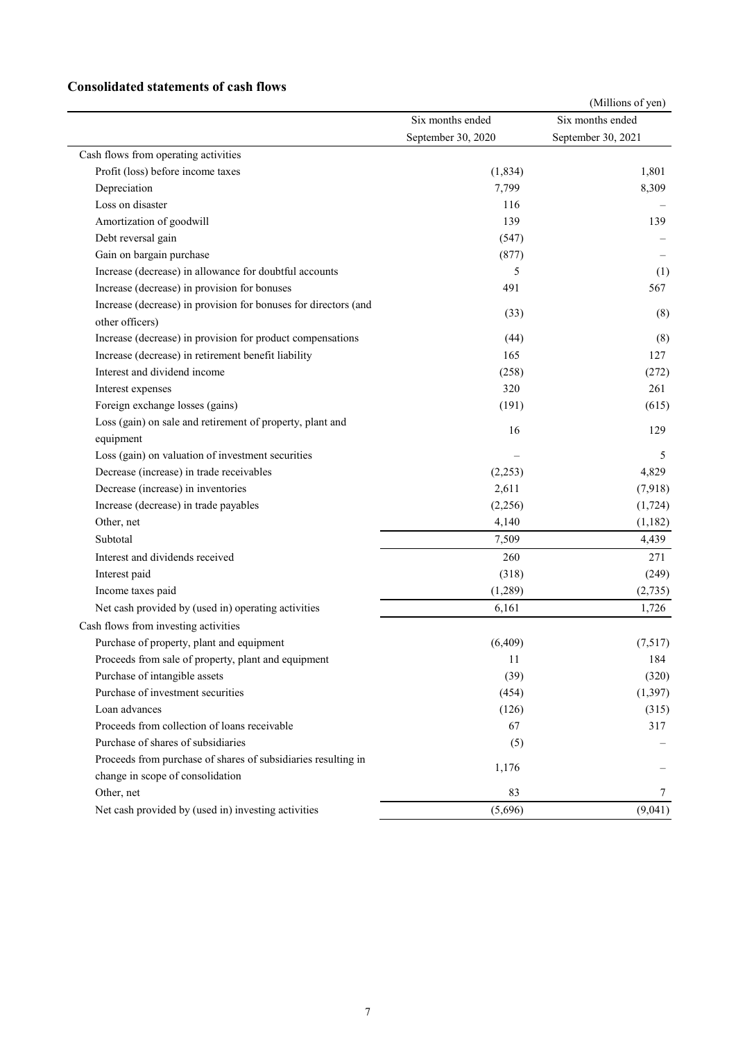### Consolidated statements of cash flows

(Millions of yen)

| | Six months ended September 30, 2020 | Six months ended September 30, 2021 |
|---|---|---|
| Cash flows from operating activities | | |
| Profit (loss) before income taxes | (1,834) | 1,801 |
| Depreciation | 7,799 | 8,309 |
| Loss on disaster | 116 | – |
| Amortization of goodwill | 139 | 139 |
| Debt reversal gain | (547) | – |
| Gain on bargain purchase | (877) | – |
| Increase (decrease) in allowance for doubtful accounts | 5 | (1) |
| Increase (decrease) in provision for bonuses | 491 | 567 |
| Increase (decrease) in provision for bonuses for directors (and other officers) | (33) | (8) |
| Increase (decrease) in provision for product compensations | (44) | (8) |
| Increase (decrease) in retirement benefit liability | 165 | 127 |
| Interest and dividend income | (258) | (272) |
| Interest expenses | 320 | 261 |
| Foreign exchange losses (gains) | (191) | (615) |
| Loss (gain) on sale and retirement of property, plant and equipment | 16 | 129 |
| Loss (gain) on valuation of investment securities | – | 5 |
| Decrease (increase) in trade receivables | (2,253) | 4,829 |
| Decrease (increase) in inventories | 2,611 | (7,918) |
| Increase (decrease) in trade payables | (2,256) | (1,724) |
| Other, net | 4,140 | (1,182) |
| Subtotal | 7,509 | 4,439 |
| Interest and dividends received | 260 | 271 |
| Interest paid | (318) | (249) |
| Income taxes paid | (1,289) | (2,735) |
| Net cash provided by (used in) operating activities | 6,161 | 1,726 |
| Cash flows from investing activities | | |
| Purchase of property, plant and equipment | (6,409) | (7,517) |
| Proceeds from sale of property, plant and equipment | 11 | 184 |
| Purchase of intangible assets | (39) | (320) |
| Purchase of investment securities | (454) | (1,397) |
| Loan advances | (126) | (315) |
| Proceeds from collection of loans receivable | 67 | 317 |
| Purchase of shares of subsidiaries | (5) | – |
| Proceeds from purchase of shares of subsidiaries resulting in change in scope of consolidation | 1,176 | – |
| Other, net | 83 | 7 |
| Net cash provided by (used in) investing activities | (5,696) | (9,041) |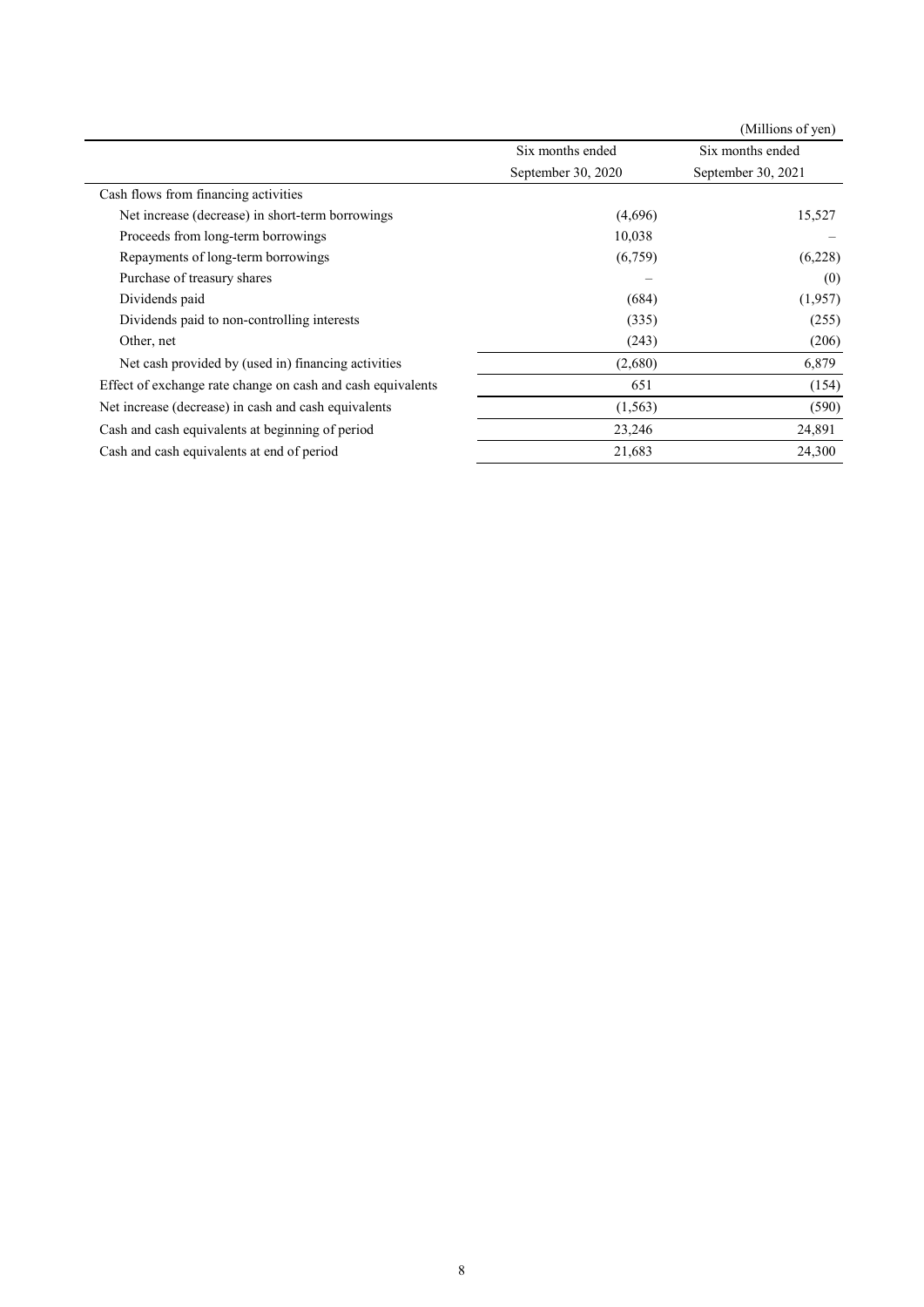(Millions of yen)

| | Six months ended September 30, 2020 | Six months ended September 30, 2021 |
|---|---|---|
| Cash flows from financing activities | | |
| Net increase (decrease) in short-term borrowings | (4,696) | 15,527 |
| Proceeds from long-term borrowings | 10,038 | – |
| Repayments of long-term borrowings | (6,759) | (6,228) |
| Purchase of treasury shares | – | (0) |
| Dividends paid | (684) | (1,957) |
| Dividends paid to non-controlling interests | (335) | (255) |
| Other, net | (243) | (206) |
| Net cash provided by (used in) financing activities | (2,680) | 6,879 |
| Effect of exchange rate change on cash and cash equivalents | 651 | (154) |
| Net increase (decrease) in cash and cash equivalents | (1,563) | (590) |
| Cash and cash equivalents at beginning of period | 23,246 | 24,891 |
| Cash and cash equivalents at end of period | 21,683 | 24,300 |